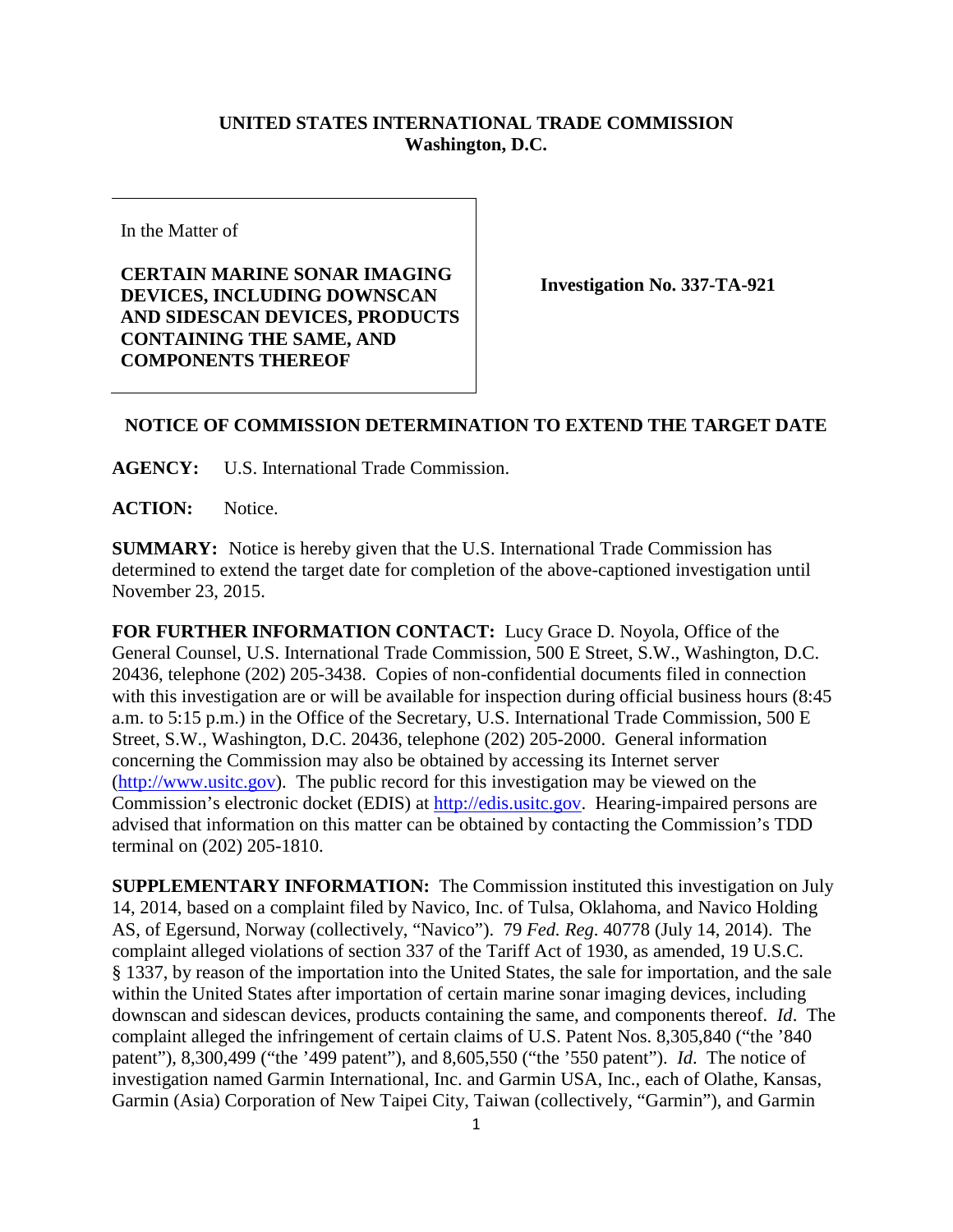**UNITED STATES INTERNATIONAL TRADE COMMISSION**
**Washington, D.C.**

In the Matter of

**CERTAIN MARINE SONAR IMAGING DEVICES, INCLUDING DOWNSCAN AND SIDESCAN DEVICES, PRODUCTS CONTAINING THE SAME, AND COMPONENTS THEREOF**

**Investigation No. 337-TA-921**

**NOTICE OF COMMISSION DETERMINATION TO EXTEND THE TARGET DATE**

**AGENCY:** U.S. International Trade Commission.

**ACTION:** Notice.

**SUMMARY:** Notice is hereby given that the U.S. International Trade Commission has determined to extend the target date for completion of the above-captioned investigation until November 23, 2015.

**FOR FURTHER INFORMATION CONTACT:** Lucy Grace D. Noyola, Office of the General Counsel, U.S. International Trade Commission, 500 E Street, S.W., Washington, D.C. 20436, telephone (202) 205-3438. Copies of non-confidential documents filed in connection with this investigation are or will be available for inspection during official business hours (8:45 a.m. to 5:15 p.m.) in the Office of the Secretary, U.S. International Trade Commission, 500 E Street, S.W., Washington, D.C. 20436, telephone (202) 205-2000. General information concerning the Commission may also be obtained by accessing its Internet server (http://www.usitc.gov). The public record for this investigation may be viewed on the Commission's electronic docket (EDIS) at http://edis.usitc.gov. Hearing-impaired persons are advised that information on this matter can be obtained by contacting the Commission's TDD terminal on (202) 205-1810.

**SUPPLEMENTARY INFORMATION:** The Commission instituted this investigation on July 14, 2014, based on a complaint filed by Navico, Inc. of Tulsa, Oklahoma, and Navico Holding AS, of Egersund, Norway (collectively, "Navico"). 79 *Fed. Reg*. 40778 (July 14, 2014). The complaint alleged violations of section 337 of the Tariff Act of 1930, as amended, 19 U.S.C. § 1337, by reason of the importation into the United States, the sale for importation, and the sale within the United States after importation of certain marine sonar imaging devices, including downscan and sidescan devices, products containing the same, and components thereof. *Id*. The complaint alleged the infringement of certain claims of U.S. Patent Nos. 8,305,840 ("the '840 patent"), 8,300,499 ("the '499 patent"), and 8,605,550 ("the '550 patent"). *Id*. The notice of investigation named Garmin International, Inc. and Garmin USA, Inc., each of Olathe, Kansas, Garmin (Asia) Corporation of New Taipei City, Taiwan (collectively, "Garmin"), and Garmin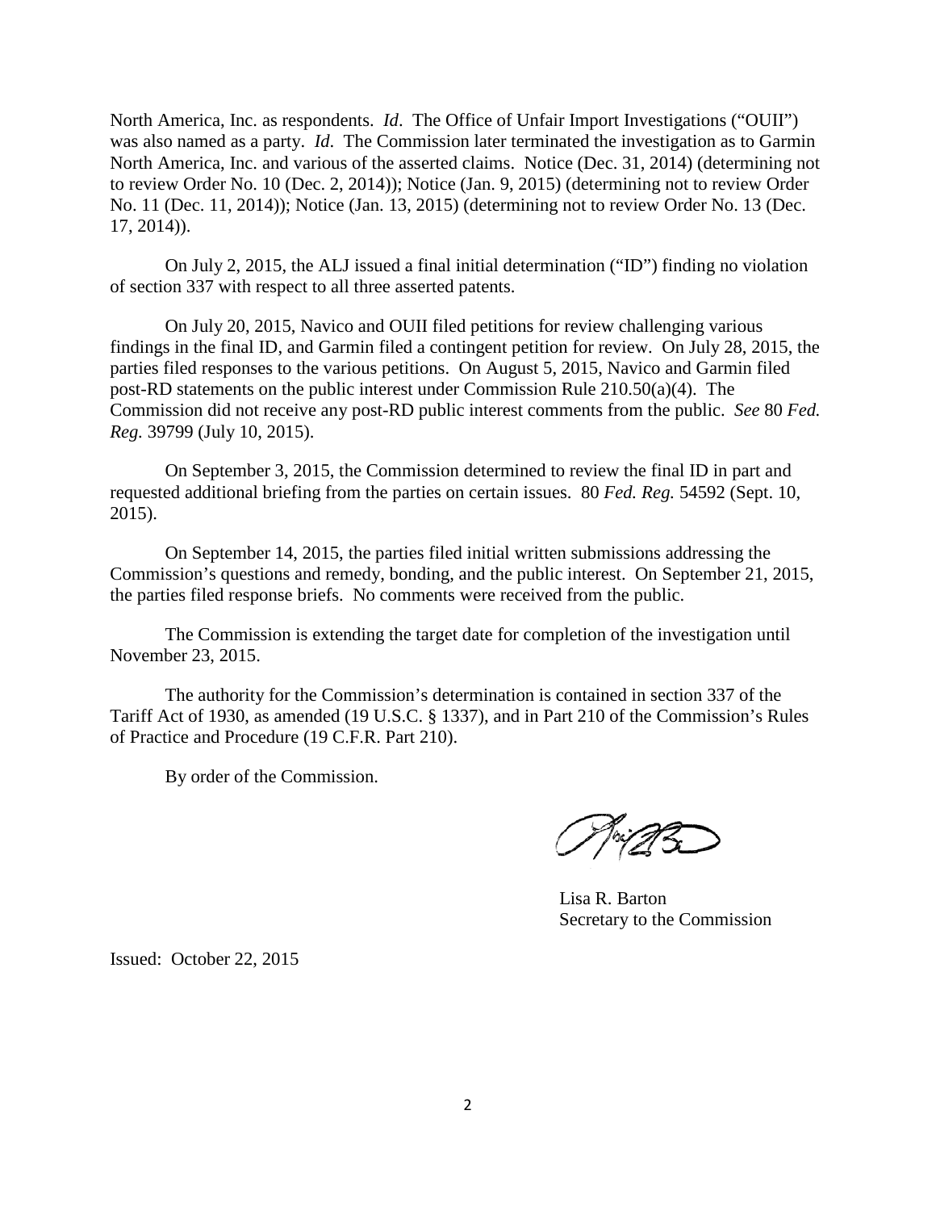North America, Inc. as respondents. *Id*. The Office of Unfair Import Investigations ("OUII") was also named as a party. *Id*. The Commission later terminated the investigation as to Garmin North America, Inc. and various of the asserted claims. Notice (Dec. 31, 2014) (determining not to review Order No. 10 (Dec. 2, 2014)); Notice (Jan. 9, 2015) (determining not to review Order No. 11 (Dec. 11, 2014)); Notice (Jan. 13, 2015) (determining not to review Order No. 13 (Dec. 17, 2014)).

On July 2, 2015, the ALJ issued a final initial determination ("ID") finding no violation of section 337 with respect to all three asserted patents.

On July 20, 2015, Navico and OUII filed petitions for review challenging various findings in the final ID, and Garmin filed a contingent petition for review. On July 28, 2015, the parties filed responses to the various petitions. On August 5, 2015, Navico and Garmin filed post-RD statements on the public interest under Commission Rule 210.50(a)(4). The Commission did not receive any post-RD public interest comments from the public. *See* 80 *Fed. Reg.* 39799 (July 10, 2015).

On September 3, 2015, the Commission determined to review the final ID in part and requested additional briefing from the parties on certain issues. 80 *Fed. Reg.* 54592 (Sept. 10, 2015).

On September 14, 2015, the parties filed initial written submissions addressing the Commission's questions and remedy, bonding, and the public interest. On September 21, 2015, the parties filed response briefs. No comments were received from the public.

The Commission is extending the target date for completion of the investigation until November 23, 2015.

The authority for the Commission's determination is contained in section 337 of the Tariff Act of 1930, as amended (19 U.S.C. § 1337), and in Part 210 of the Commission's Rules of Practice and Procedure (19 C.F.R. Part 210).

By order of the Commission.

Lisa R. Barton
Secretary to the Commission

Issued: October 22, 2015